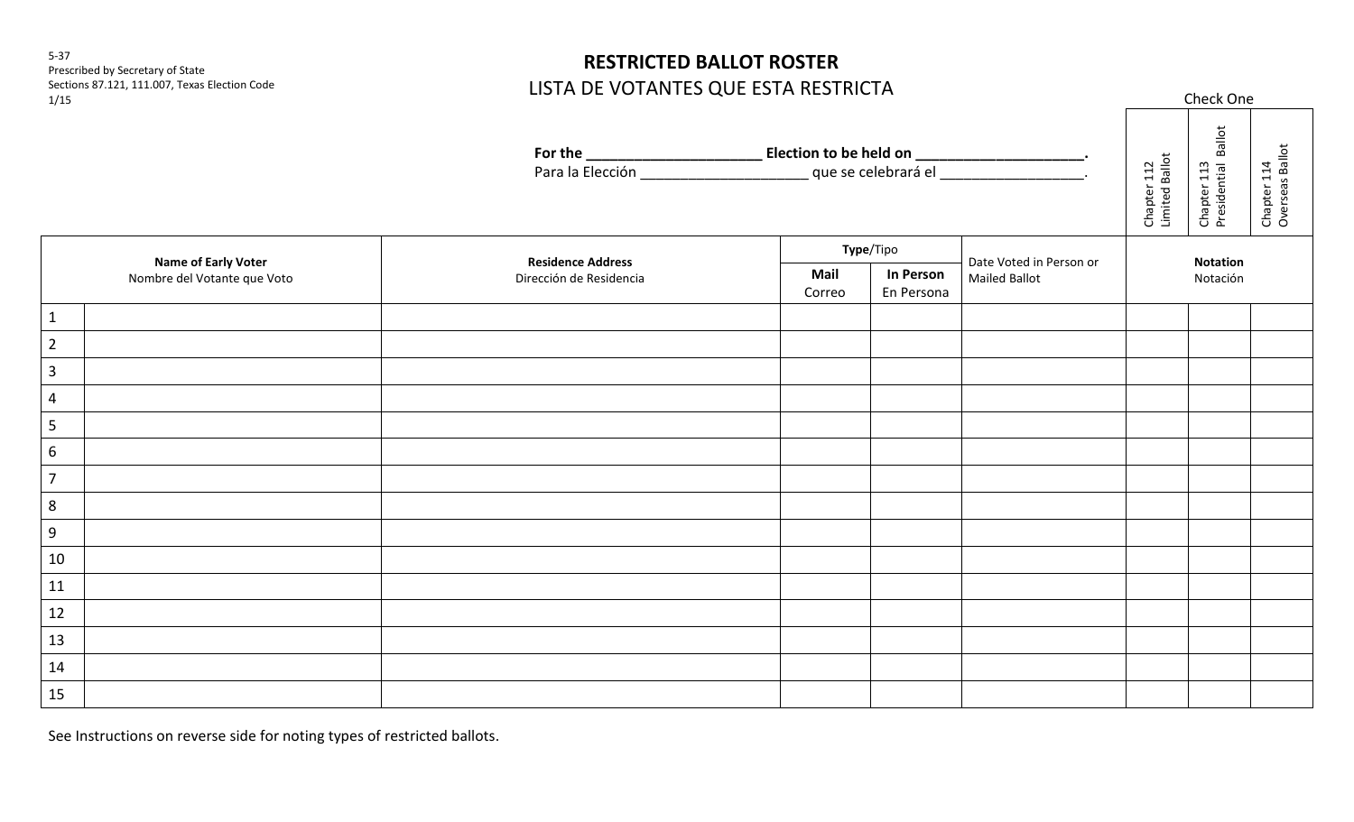5-37
Prescribed by Secretary of State
Sections 87.121, 111.007, Texas Election Code
1/15

# RESTRICTED BALLOT ROSTER

## LISTA DE VOTANTES QUE ESTA RESTRICTA

**For the ______________________ Election to be held on ______________________.**
Para la Elección ______________________ que se celebrará el ___________________.

Check One

| Chapter 112 Limited Ballot | Chapter 113 Presidential Ballot | Chapter 114 Overseas Ballot |
| --- | --- | --- |
| | | |

| | **Name of Early Voter** Nombre del Votante que Voto | **Residence Address** Dirección de Residencia | **Type**/Tipo | | Date Voted in Person or Mailed Ballot | **Notation** Notación | | |
| --- | --- | --- | --- | --- | --- | --- | --- | --- |
| | | | **Mail** Correo | **In Person** En Persona | | | | |
| 1 | | | | | | | | |
| 2 | | | | | | | | |
| 3 | | | | | | | | |
| 4 | | | | | | | | |
| 5 | | | | | | | | |
| 6 | | | | | | | | |
| 7 | | | | | | | | |
| 8 | | | | | | | | |
| 9 | | | | | | | | |
| 10 | | | | | | | | |
| 11 | | | | | | | | |
| 12 | | | | | | | | |
| 13 | | | | | | | | |
| 14 | | | | | | | | |
| 15 | | | | | | | | |

See Instructions on reverse side for noting types of restricted ballots.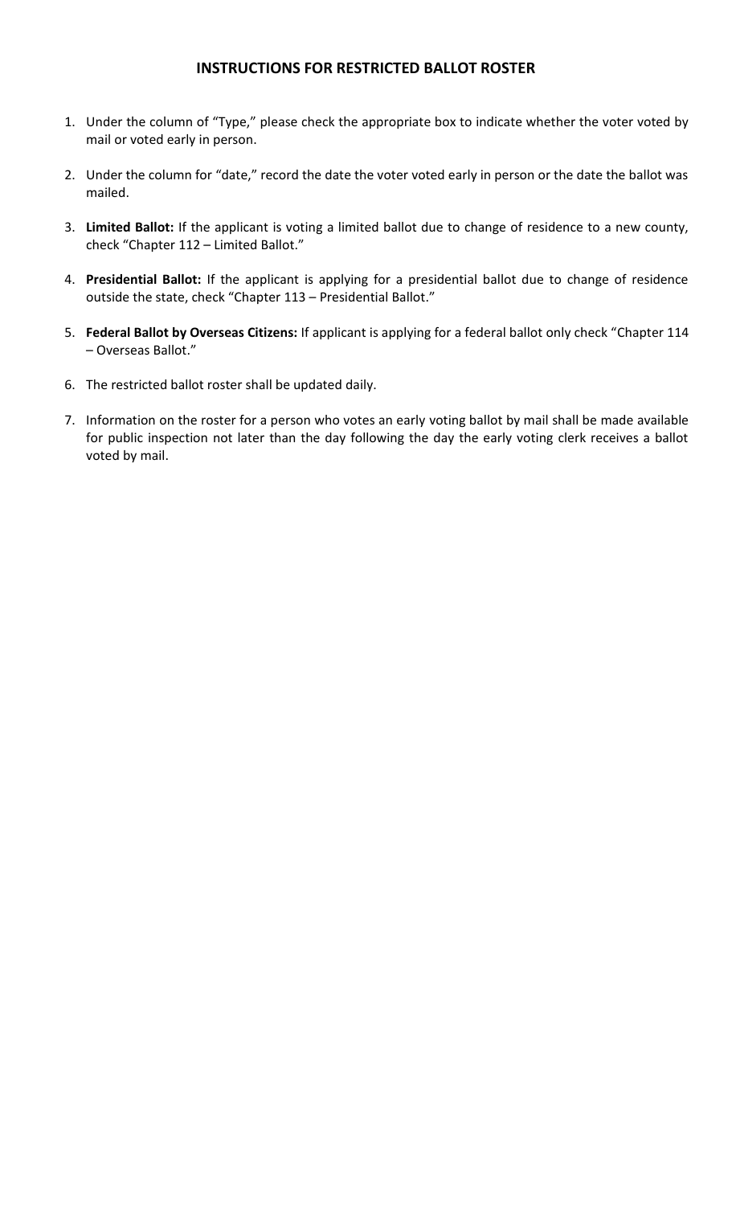## INSTRUCTIONS FOR RESTRICTED BALLOT ROSTER

1. Under the column of "Type," please check the appropriate box to indicate whether the voter voted by mail or voted early in person.
2. Under the column for "date," record the date the voter voted early in person or the date the ballot was mailed.
3. **Limited Ballot:** If the applicant is voting a limited ballot due to change of residence to a new county, check "Chapter 112 – Limited Ballot."
4. **Presidential Ballot:** If the applicant is applying for a presidential ballot due to change of residence outside the state, check "Chapter 113 – Presidential Ballot."
5. **Federal Ballot by Overseas Citizens:** If applicant is applying for a federal ballot only check "Chapter 114 – Overseas Ballot."
6. The restricted ballot roster shall be updated daily.
7. Information on the roster for a person who votes an early voting ballot by mail shall be made available for public inspection not later than the day following the day the early voting clerk receives a ballot voted by mail.